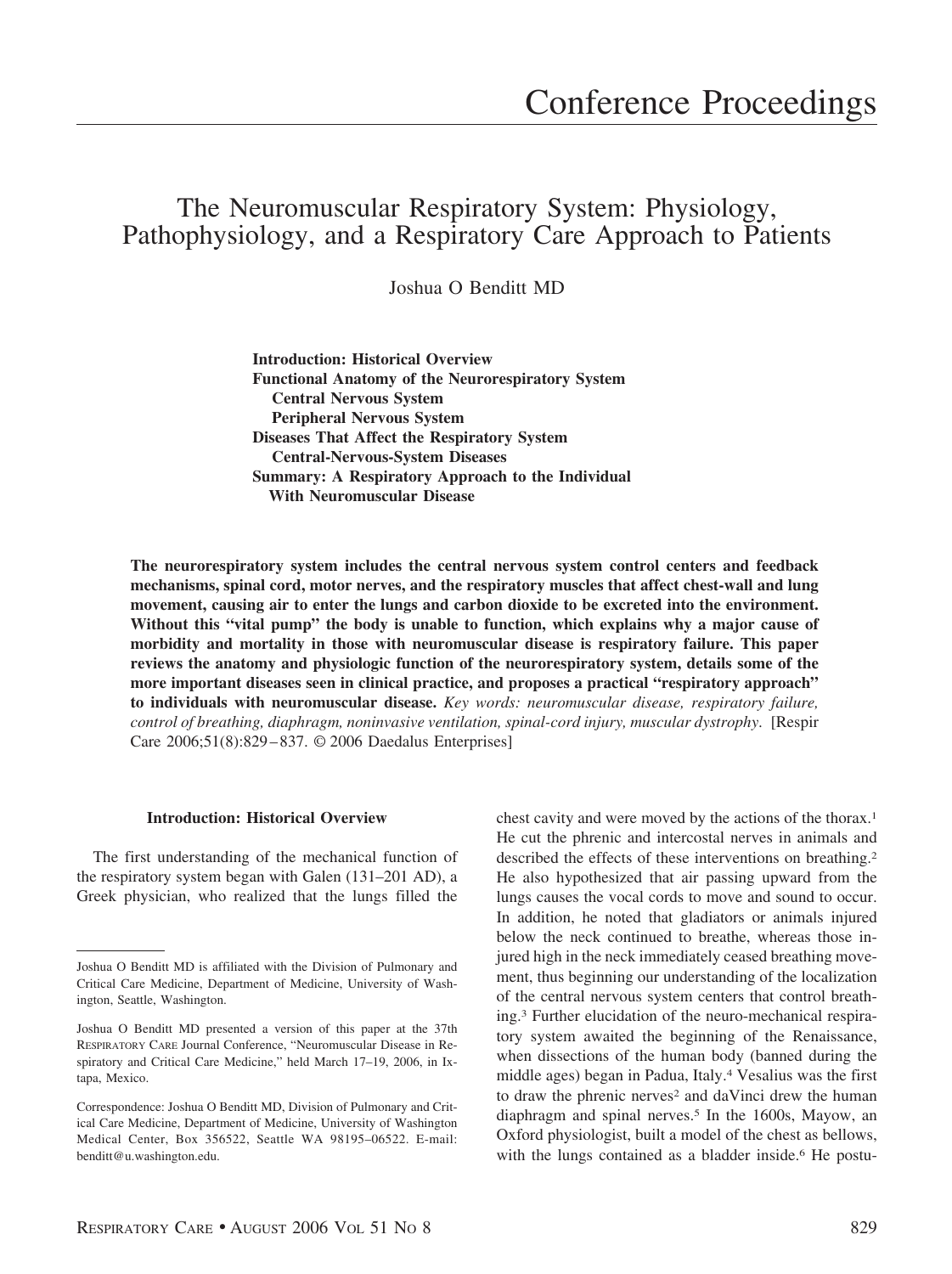Conference Proceedings

# The Neuromuscular Respiratory System: Physiology, Pathophysiology, and a Respiratory Care Approach to Patients

Joshua O Benditt MD

**Introduction: Historical Overview**
**Functional Anatomy of the Neurorespiratory System**
  **Central Nervous System**
  **Peripheral Nervous System**
**Diseases That Affect the Respiratory System**
  **Central-Nervous-System Diseases**
**Summary: A Respiratory Approach to the Individual With Neuromuscular Disease**

**The neurorespiratory system includes the central nervous system control centers and feedback mechanisms, spinal cord, motor nerves, and the respiratory muscles that affect chest-wall and lung movement, causing air to enter the lungs and carbon dioxide to be excreted into the environment. Without this "vital pump" the body is unable to function, which explains why a major cause of morbidity and mortality in those with neuromuscular disease is respiratory failure. This paper reviews the anatomy and physiologic function of the neurorespiratory system, details some of the more important diseases seen in clinical practice, and proposes a practical "respiratory approach" to individuals with neuromuscular disease.** *Key words: neuromuscular disease, respiratory failure, control of breathing, diaphragm, noninvasive ventilation, spinal-cord injury, muscular dystrophy.* [Respir Care 2006;51(8):829–837. © 2006 Daedalus Enterprises]

## Introduction: Historical Overview

The first understanding of the mechanical function of the respiratory system began with Galen (131–201 AD), a Greek physician, who realized that the lungs filled the chest cavity and were moved by the actions of the thorax.[1] He cut the phrenic and intercostal nerves in animals and described the effects of these interventions on breathing.[2] He also hypothesized that air passing upward from the lungs causes the vocal cords to move and sound to occur. In addition, he noted that gladiators or animals injured below the neck continued to breathe, whereas those injured high in the neck immediately ceased breathing movement, thus beginning our understanding of the localization of the central nervous system centers that control breathing.[3] Further elucidation of the neuro-mechanical respiratory system awaited the beginning of the Renaissance, when dissections of the human body (banned during the middle ages) began in Padua, Italy.[4] Vesalius was the first to draw the phrenic nerves[2] and daVinci drew the human diaphragm and spinal nerves.[5] In the 1600s, Mayow, an Oxford physiologist, built a model of the chest as bellows, with the lungs contained as a bladder inside.[6] He postu-

---

Joshua O Benditt MD is affiliated with the Division of Pulmonary and Critical Care Medicine, Department of Medicine, University of Washington, Seattle, Washington.

Joshua O Benditt MD presented a version of this paper at the 37th RESPIRATORY CARE Journal Conference, "Neuromuscular Disease in Respiratory and Critical Care Medicine," held March 17–19, 2006, in Ixtapa, Mexico.

Correspondence: Joshua O Benditt MD, Division of Pulmonary and Critical Care Medicine, Department of Medicine, University of Washington Medical Center, Box 356522, Seattle WA 98195–06522. E-mail: benditt@u.washington.edu.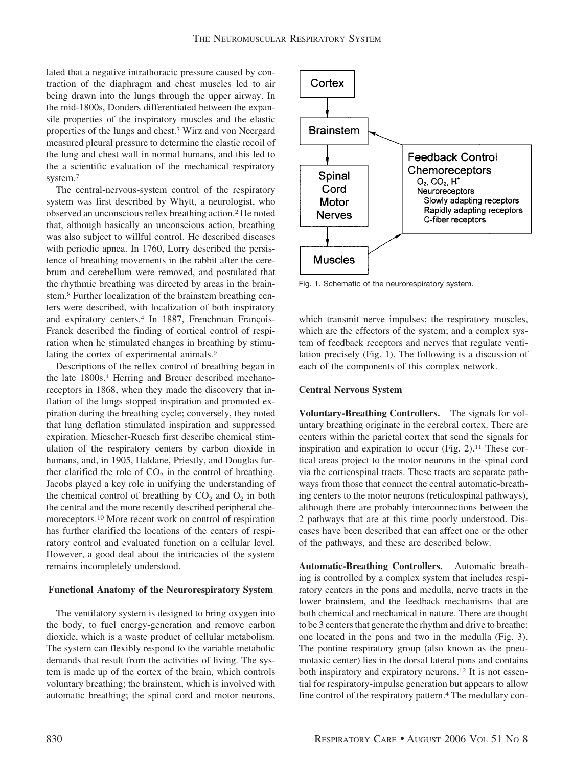lated that a negative intrathoracic pressure caused by contraction of the diaphragm and chest muscles led to air being drawn into the lungs through the upper airway. In the mid-1800s, Donders differentiated between the expansile properties of the inspiratory muscles and the elastic properties of the lungs and chest.[7] Wirz and von Neergard measured pleural pressure to determine the elastic recoil of the lung and chest wall in normal humans, and this led to the a scientific evaluation of the mechanical respiratory system.[7]

The central-nervous-system control of the respiratory system was first described by Whytt, a neurologist, who observed an unconscious reflex breathing action.[2] He noted that, although basically an unconscious action, breathing was also subject to willful control. He described diseases with periodic apnea. In 1760, Lorry described the persistence of breathing movements in the rabbit after the cerebrum and cerebellum were removed, and postulated that the rhythmic breathing was directed by areas in the brainstem.[8] Further localization of the brainstem breathing centers were described, with localization of both inspiratory and expiratory centers.[4] In 1887, Frenchman François-Franck described the finding of cortical control of respiration when he stimulated changes in breathing by stimulating the cortex of experimental animals.[9]

Descriptions of the reflex control of breathing began in the late 1800s.[4] Herring and Breuer described mechanoreceptors in 1868, when they made the discovery that inflation of the lungs stopped inspiration and promoted expiration during the breathing cycle; conversely, they noted that lung deflation stimulated inspiration and suppressed expiration. Miescher-Ruesch first describe chemical stimulation of the respiratory centers by carbon dioxide in humans, and, in 1905, Haldane, Priestly, and Douglas further clarified the role of $CO_2$ in the control of breathing. Jacobs played a key role in unifying the understanding of the chemical control of breathing by $CO_2$ and $O_2$ in both the central and the more recently described peripheral chemoreceptors.[10] More recent work on control of respiration has further clarified the locations of the centers of respiratory control and evaluated function on a cellular level. However, a good deal about the intricacies of the system remains incompletely understood.

## Functional Anatomy of the Neurorespiratory System

The ventilatory system is designed to bring oxygen into the body, to fuel energy-generation and remove carbon dioxide, which is a waste product of cellular metabolism. The system can flexibly respond to the variable metabolic demands that result from the activities of living. The system is made up of the cortex of the brain, which controls voluntary breathing; the brainstem, which is involved with automatic breathing; the spinal cord and motor neurons, which transmit nerve impulses; the respiratory muscles, which are the effectors of the system; and a complex system of feedback receptors and nerves that regulate ventilation precisely (Fig. 1). The following is a discussion of each of the components of this complex network.

Cortex → Brainstem → Spinal Cord Motor Nerves → Muscles

Feedback Control
Chemoreceptors
$O_2$, $CO_2$, $H^+$
Neuroreceptors
Slowly adapting receptors
Rapidly adapting receptors
C-fiber receptors

Fig. 1. Schematic of the neurorespiratory system.

### Central Nervous System

**Voluntary-Breathing Controllers.** The signals for voluntary breathing originate in the cerebral cortex. There are centers within the parietal cortex that send the signals for inspiration and expiration to occur (Fig. 2).[11] These cortical areas project to the motor neurons in the spinal cord via the corticospinal tracts. These tracts are separate pathways from those that connect the central automatic-breathing centers to the motor neurons (reticulospinal pathways), although there are probably interconnections between the 2 pathways that are at this time poorly understood. Diseases have been described that can affect one or the other of the pathways, and these are described below.

**Automatic-Breathing Controllers.** Automatic breathing is controlled by a complex system that includes respiratory centers in the pons and medulla, nerve tracts in the lower brainstem, and the feedback mechanisms that are both chemical and mechanical in nature. There are thought to be 3 centers that generate the rhythm and drive to breathe: one located in the pons and two in the medulla (Fig. 3). The pontine respiratory group (also known as the pneumotaxic center) lies in the dorsal lateral pons and contains both inspiratory and expiratory neurons.[12] It is not essential for respiratory-impulse generation but appears to allow fine control of the respiratory pattern.[4] The medullary con-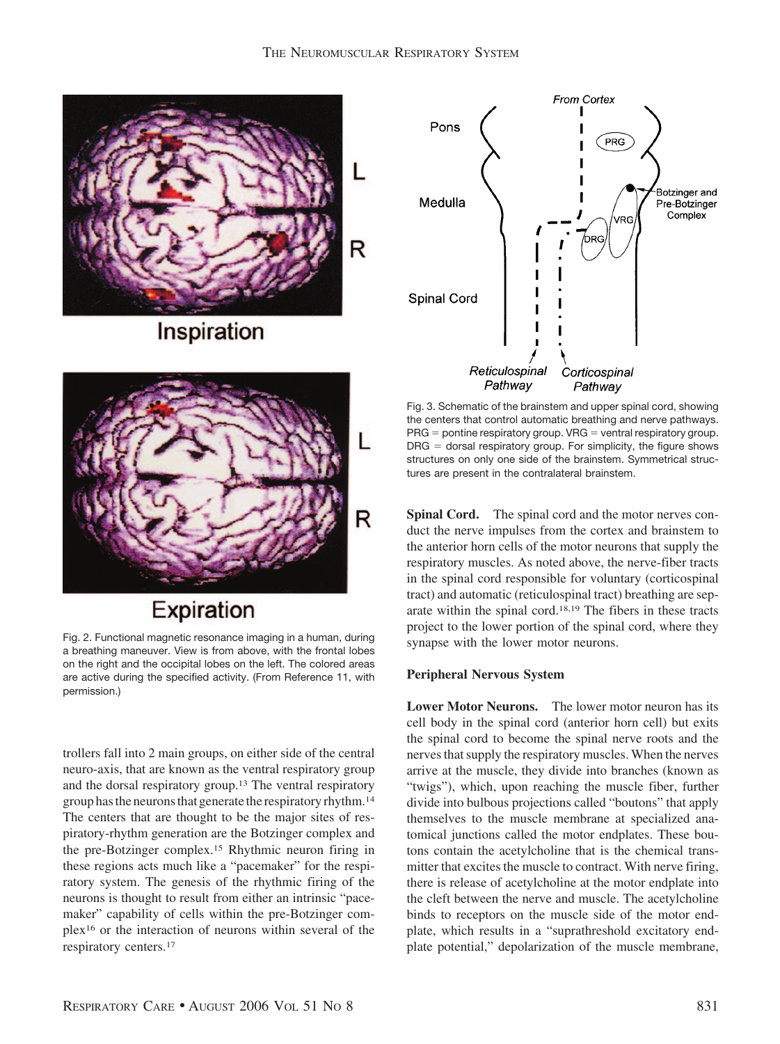Fig. 2. Functional magnetic resonance imaging in a human, during a breathing maneuver. View is from above, with the frontal lobes on the right and the occipital lobes on the left. The colored areas are active during the specified activity. (From Reference 11, with permission.)

trollers fall into 2 main groups, on either side of the central neuro-axis, that are known as the ventral respiratory group and the dorsal respiratory group.[13] The ventral respiratory group has the neurons that generate the respiratory rhythm.[14] The centers that are thought to be the major sites of respiratory-rhythm generation are the Botzinger complex and the pre-Botzinger complex.[15] Rhythmic neuron firing in these regions acts much like a "pacemaker" for the respiratory system. The genesis of the rhythmic firing of the neurons is thought to result from either an intrinsic "pacemaker" capability of cells within the pre-Botzinger complex[16] or the interaction of neurons within several of the respiratory centers.[17]

Fig. 3. Schematic of the brainstem and upper spinal cord, showing the centers that control automatic breathing and nerve pathways. PRG = pontine respiratory group. VRG = ventral respiratory group. DRG = dorsal respiratory group. For simplicity, the figure shows structures on only one side of the brainstem. Symmetrical structures are present in the contralateral brainstem.

**Spinal Cord.** The spinal cord and the motor nerves conduct the nerve impulses from the cortex and brainstem to the anterior horn cells of the motor neurons that supply the respiratory muscles. As noted above, the nerve-fiber tracts in the spinal cord responsible for voluntary (corticospinal tract) and automatic (reticulospinal tract) breathing are separate within the spinal cord.[18,19] The fibers in these tracts project to the lower portion of the spinal cord, where they synapse with the lower motor neurons.

### Peripheral Nervous System

**Lower Motor Neurons.** The lower motor neuron has its cell body in the spinal cord (anterior horn cell) but exits the spinal cord to become the spinal nerve roots and the nerves that supply the respiratory muscles. When the nerves arrive at the muscle, they divide into branches (known as "twigs"), which, upon reaching the muscle fiber, further divide into bulbous projections called "boutons" that apply themselves to the muscle membrane at specialized anatomical junctions called the motor endplates. These boutons contain the acetylcholine that is the chemical transmitter that excites the muscle to contract. With nerve firing, there is release of acetylcholine at the motor endplate into the cleft between the nerve and muscle. The acetylcholine binds to receptors on the muscle side of the motor endplate, which results in a "suprathreshold excitatory endplate potential," depolarization of the muscle membrane,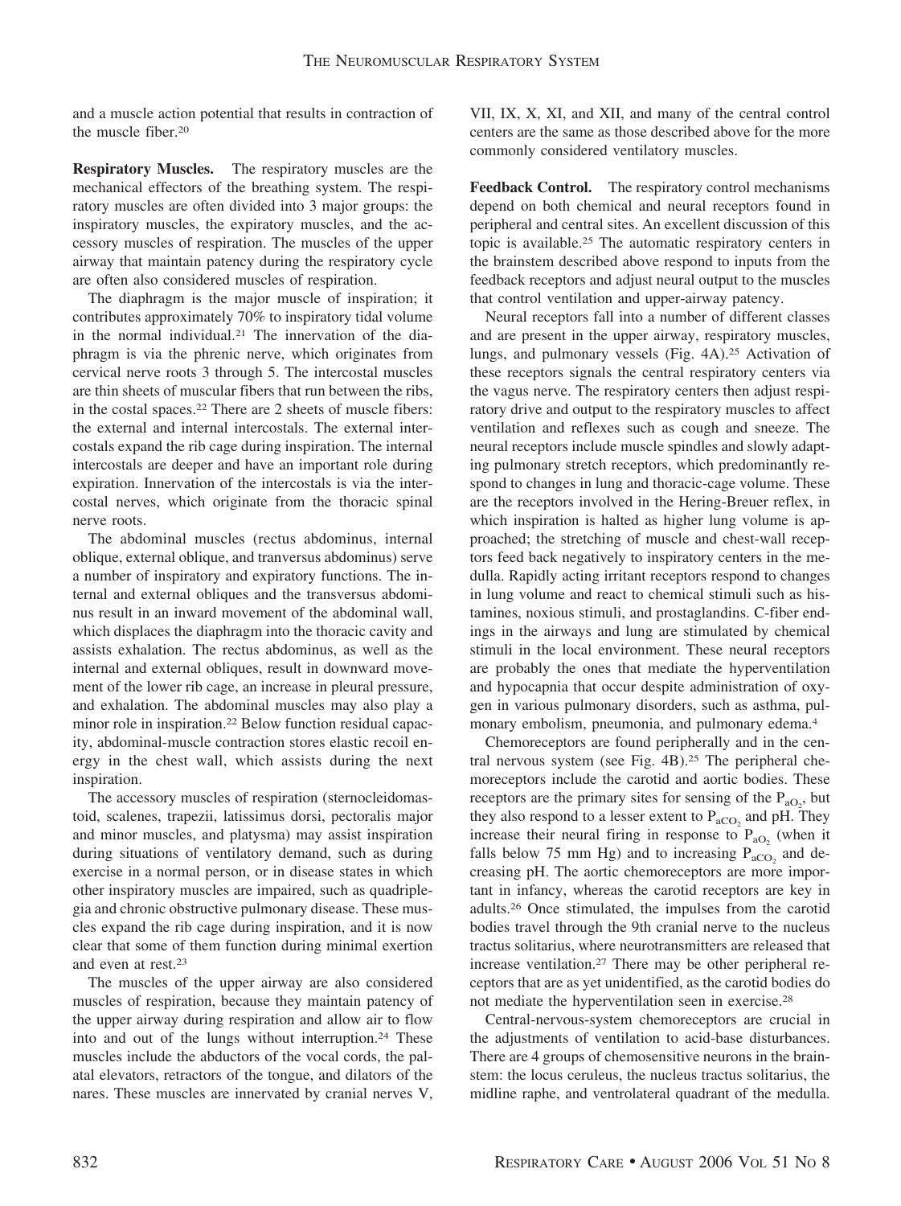and a muscle action potential that results in contraction of the muscle fiber.[20]

**Respiratory Muscles.** The respiratory muscles are the mechanical effectors of the breathing system. The respiratory muscles are often divided into 3 major groups: the inspiratory muscles, the expiratory muscles, and the accessory muscles of respiration. The muscles of the upper airway that maintain patency during the respiratory cycle are often also considered muscles of respiration.

The diaphragm is the major muscle of inspiration; it contributes approximately 70% to inspiratory tidal volume in the normal individual.[21] The innervation of the diaphragm is via the phrenic nerve, which originates from cervical nerve roots 3 through 5. The intercostal muscles are thin sheets of muscular fibers that run between the ribs, in the costal spaces.[22] There are 2 sheets of muscle fibers: the external and internal intercostals. The external intercostals expand the rib cage during inspiration. The internal intercostals are deeper and have an important role during expiration. Innervation of the intercostals is via the intercostal nerves, which originate from the thoracic spinal nerve roots.

The abdominal muscles (rectus abdominus, internal oblique, external oblique, and tranversus abdominus) serve a number of inspiratory and expiratory functions. The internal and external obliques and the transversus abdominus result in an inward movement of the abdominal wall, which displaces the diaphragm into the thoracic cavity and assists exhalation. The rectus abdominus, as well as the internal and external obliques, result in downward movement of the lower rib cage, an increase in pleural pressure, and exhalation. The abdominal muscles may also play a minor role in inspiration.[22] Below function residual capacity, abdominal-muscle contraction stores elastic recoil energy in the chest wall, which assists during the next inspiration.

The accessory muscles of respiration (sternocleidomastoid, scalenes, trapezii, latissimus dorsi, pectoralis major and minor muscles, and platysma) may assist inspiration during situations of ventilatory demand, such as during exercise in a normal person, or in disease states in which other inspiratory muscles are impaired, such as quadriplegia and chronic obstructive pulmonary disease. These muscles expand the rib cage during inspiration, and it is now clear that some of them function during minimal exertion and even at rest.[23]

The muscles of the upper airway are also considered muscles of respiration, because they maintain patency of the upper airway during respiration and allow air to flow into and out of the lungs without interruption.[24] These muscles include the abductors of the vocal cords, the palatal elevators, retractors of the tongue, and dilators of the nares. These muscles are innervated by cranial nerves V, VII, IX, X, XI, and XII, and many of the central control centers are the same as those described above for the more commonly considered ventilatory muscles.

**Feedback Control.** The respiratory control mechanisms depend on both chemical and neural receptors found in peripheral and central sites. An excellent discussion of this topic is available.[25] The automatic respiratory centers in the brainstem described above respond to inputs from the feedback receptors and adjust neural output to the muscles that control ventilation and upper-airway patency.

Neural receptors fall into a number of different classes and are present in the upper airway, respiratory muscles, lungs, and pulmonary vessels (Fig. 4A).[25] Activation of these receptors signals the central respiratory centers via the vagus nerve. The respiratory centers then adjust respiratory drive and output to the respiratory muscles to affect ventilation and reflexes such as cough and sneeze. The neural receptors include muscle spindles and slowly adapting pulmonary stretch receptors, which predominantly respond to changes in lung and thoracic-cage volume. These are the receptors involved in the Hering-Breuer reflex, in which inspiration is halted as higher lung volume is approached; the stretching of muscle and chest-wall receptors feed back negatively to inspiratory centers in the medulla. Rapidly acting irritant receptors respond to changes in lung volume and react to chemical stimuli such as histamines, noxious stimuli, and prostaglandins. C-fiber endings in the airways and lung are stimulated by chemical stimuli in the local environment. These neural receptors are probably the ones that mediate the hyperventilation and hypocapnia that occur despite administration of oxygen in various pulmonary disorders, such as asthma, pulmonary embolism, pneumonia, and pulmonary edema.[4]

Chemoreceptors are found peripherally and in the central nervous system (see Fig. 4B).[25] The peripheral chemoreceptors include the carotid and aortic bodies. These receptors are the primary sites for sensing of the $P_{aO_2}$, but they also respond to a lesser extent to $P_{aCO_2}$ and pH. They increase their neural firing in response to $P_{aO_2}$ (when it falls below 75 mm Hg) and to increasing $P_{aCO_2}$ and decreasing pH. The aortic chemoreceptors are more important in infancy, whereas the carotid receptors are key in adults.[26] Once stimulated, the impulses from the carotid bodies travel through the 9th cranial nerve to the nucleus tractus solitarius, where neurotransmitters are released that increase ventilation.[27] There may be other peripheral receptors that are as yet unidentified, as the carotid bodies do not mediate the hyperventilation seen in exercise.[28]

Central-nervous-system chemoreceptors are crucial in the adjustments of ventilation to acid-base disturbances. There are 4 groups of chemosensitive neurons in the brainstem: the locus ceruleus, the nucleus tractus solitarius, the midline raphe, and ventrolateral quadrant of the medulla.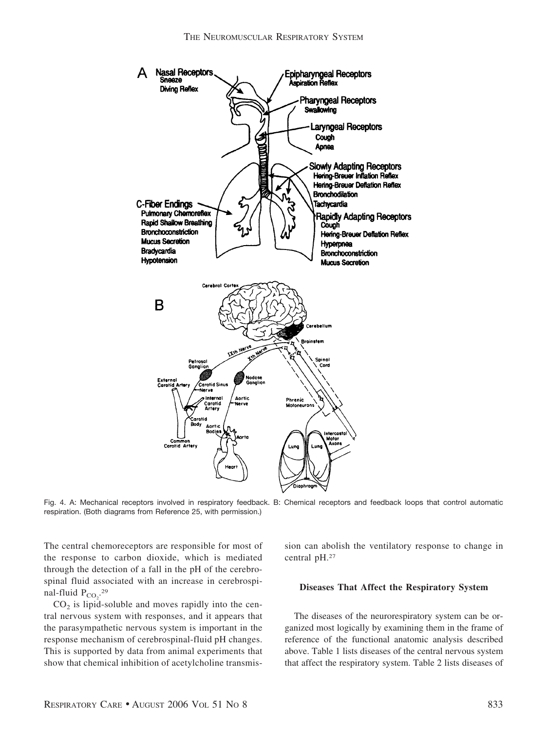Fig. 4. A: Mechanical receptors involved in respiratory feedback. B: Chemical receptors and feedback loops that control automatic respiration. (Both diagrams from Reference 25, with permission.)

The central chemoreceptors are responsible for most of the response to carbon dioxide, which is mediated through the detection of a fall in the pH of the cerebrospinal fluid associated with an increase in cerebrospinal-fluid $P_{CO_2}$.[29]

$CO_2$ is lipid-soluble and moves rapidly into the central nervous system with responses, and it appears that the parasympathetic nervous system is important in the response mechanism of cerebrospinal-fluid pH changes. This is supported by data from animal experiments that show that chemical inhibition of acetylcholine transmission can abolish the ventilatory response to change in central pH.[27]

### Diseases That Affect the Respiratory System

The diseases of the neurorespiratory system can be organized most logically by examining them in the frame of reference of the functional anatomic analysis described above. Table 1 lists diseases of the central nervous system that affect the respiratory system. Table 2 lists diseases of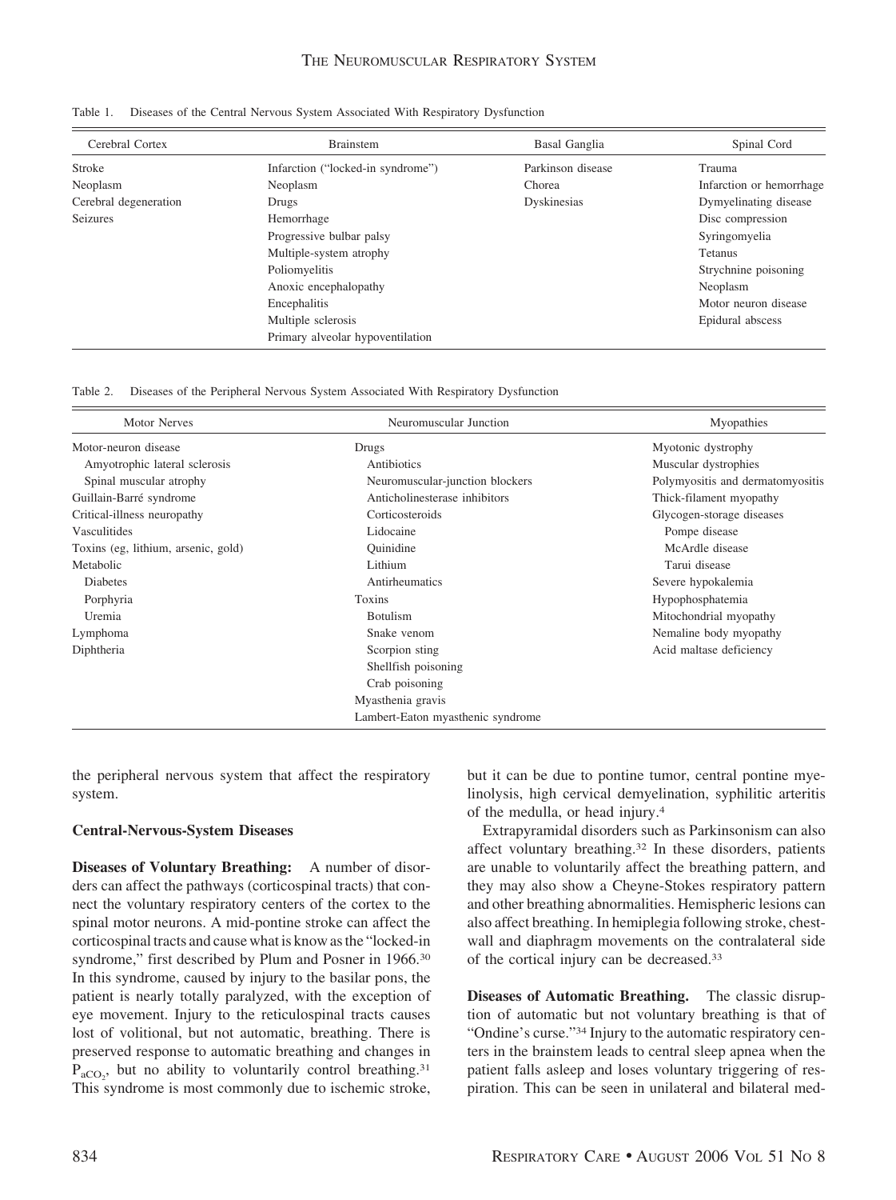Table 1. Diseases of the Central Nervous System Associated With Respiratory Dysfunction

| Cerebral Cortex | Brainstem | Basal Ganglia | Spinal Cord |
|---|---|---|---|
| Stroke | Infarction ("locked-in syndrome") | Parkinson disease | Trauma |
| Neoplasm | Neoplasm | Chorea | Infarction or hemorrhage |
| Cerebral degeneration | Drugs | Dyskinesias | Dymyelinating disease |
| Seizures | Hemorrhage | | Disc compression |
| | Progressive bulbar palsy | | Syringomyelia |
| | Multiple-system atrophy | | Tetanus |
| | Poliomyelitis | | Strychnine poisoning |
| | Anoxic encephalopathy | | Neoplasm |
| | Encephalitis | | Motor neuron disease |
| | Multiple sclerosis | | Epidural abscess |
| | Primary alveolar hypoventilation | | |

Table 2. Diseases of the Peripheral Nervous System Associated With Respiratory Dysfunction

| Motor Nerves | Neuromuscular Junction | Myopathies |
|---|---|---|
| Motor-neuron disease | Drugs | Myotonic dystrophy |
| Amyotrophic lateral sclerosis | Antibiotics | Muscular dystrophies |
| Spinal muscular atrophy | Neuromuscular-junction blockers | Polymyositis and dermatomyositis |
| Guillain-Barré syndrome | Anticholinesterase inhibitors | Thick-filament myopathy |
| Critical-illness neuropathy | Corticosteroids | Glycogen-storage diseases |
| Vasculitides | Lidocaine | Pompe disease |
| Toxins (eg, lithium, arsenic, gold) | Quinidine | McArdle disease |
| Metabolic | Lithium | Tarui disease |
| Diabetes | Antirheumatics | Severe hypokalemia |
| Porphyria | Toxins | Hypophosphatemia |
| Uremia | Botulism | Mitochondrial myopathy |
| Lymphoma | Snake venom | Nemaline body myopathy |
| Diphtheria | Scorpion sting | Acid maltase deficiency |
| | Shellfish poisoning | |
| | Crab poisoning | |
| | Myasthenia gravis | |
| | Lambert-Eaton myasthenic syndrome | |

the peripheral nervous system that affect the respiratory system.

### Central-Nervous-System Diseases

**Diseases of Voluntary Breathing:** A number of disorders can affect the pathways (corticospinal tracts) that connect the voluntary respiratory centers of the cortex to the spinal motor neurons. A mid-pontine stroke can affect the corticospinal tracts and cause what is know as the "locked-in syndrome," first described by Plum and Posner in 1966.[30] In this syndrome, caused by injury to the basilar pons, the patient is nearly totally paralyzed, with the exception of eye movement. Injury to the reticulospinal tracts causes lost of volitional, but not automatic, breathing. There is preserved response to automatic breathing and changes in $P_{aCO_2}$, but no ability to voluntarily control breathing.[31] This syndrome is most commonly due to ischemic stroke, but it can be due to pontine tumor, central pontine myelinolysis, high cervical demyelination, syphilitic arteritis of the medulla, or head injury.[4]

Extrapyramidal disorders such as Parkinsonism can also affect voluntary breathing.[32] In these disorders, patients are unable to voluntarily affect the breathing pattern, and they may also show a Cheyne-Stokes respiratory pattern and other breathing abnormalities. Hemispheric lesions can also affect breathing. In hemiplegia following stroke, chest-wall and diaphragm movements on the contralateral side of the cortical injury can be decreased.[33]

**Diseases of Automatic Breathing.** The classic disruption of automatic but not voluntary breathing is that of "Ondine's curse."[34] Injury to the automatic respiratory centers in the brainstem leads to central sleep apnea when the patient falls asleep and loses voluntary triggering of respiration. This can be seen in unilateral and bilateral med-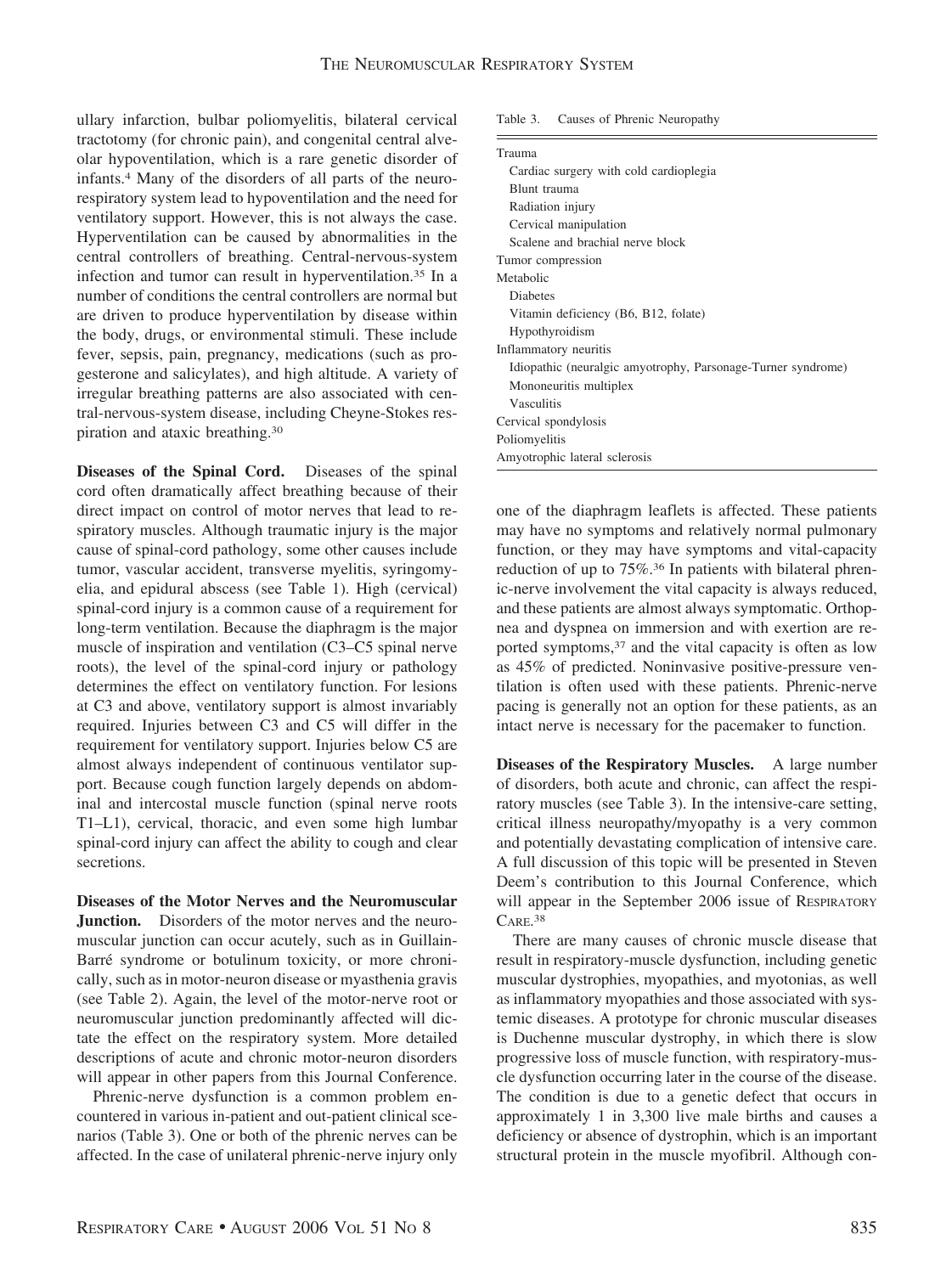ullary infarction, bulbar poliomyelitis, bilateral cervical tractotomy (for chronic pain), and congenital central alveolar hypoventilation, which is a rare genetic disorder of infants.[4] Many of the disorders of all parts of the neurorespiratory system lead to hypoventilation and the need for ventilatory support. However, this is not always the case. Hyperventilation can be caused by abnormalities in the central controllers of breathing. Central-nervous-system infection and tumor can result in hyperventilation.[35] In a number of conditions the central controllers are normal but are driven to produce hyperventilation by disease within the body, drugs, or environmental stimuli. These include fever, sepsis, pain, pregnancy, medications (such as progesterone and salicylates), and high altitude. A variety of irregular breathing patterns are also associated with central-nervous-system disease, including Cheyne-Stokes respiration and ataxic breathing.[30]

**Diseases of the Spinal Cord.** Diseases of the spinal cord often dramatically affect breathing because of their direct impact on control of motor nerves that lead to respiratory muscles. Although traumatic injury is the major cause of spinal-cord pathology, some other causes include tumor, vascular accident, transverse myelitis, syringomyelia, and epidural abscess (see Table 1). High (cervical) spinal-cord injury is a common cause of a requirement for long-term ventilation. Because the diaphragm is the major muscle of inspiration and ventilation (C3–C5 spinal nerve roots), the level of the spinal-cord injury or pathology determines the effect on ventilatory function. For lesions at C3 and above, ventilatory support is almost invariably required. Injuries between C3 and C5 will differ in the requirement for ventilatory support. Injuries below C5 are almost always independent of continuous ventilator support. Because cough function largely depends on abdominal and intercostal muscle function (spinal nerve roots T1–L1), cervical, thoracic, and even some high lumbar spinal-cord injury can affect the ability to cough and clear secretions.

**Diseases of the Motor Nerves and the Neuromuscular Junction.** Disorders of the motor nerves and the neuromuscular junction can occur acutely, such as in Guillain-Barré syndrome or botulinum toxicity, or more chronically, such as in motor-neuron disease or myasthenia gravis (see Table 2). Again, the level of the motor-nerve root or neuromuscular junction predominantly affected will dictate the effect on the respiratory system. More detailed descriptions of acute and chronic motor-neuron disorders will appear in other papers from this Journal Conference.

Phrenic-nerve dysfunction is a common problem encountered in various in-patient and out-patient clinical scenarios (Table 3). One or both of the phrenic nerves can be affected. In the case of unilateral phrenic-nerve injury only one of the diaphragm leaflets is affected. These patients may have no symptoms and relatively normal pulmonary function, or they may have symptoms and vital-capacity reduction of up to 75%.[36] In patients with bilateral phrenic-nerve involvement the vital capacity is always reduced, and these patients are almost always symptomatic. Orthopnea and dyspnea on immersion and with exertion are reported symptoms,[37] and the vital capacity is often as low as 45% of predicted. Noninvasive positive-pressure ventilation is often used with these patients. Phrenic-nerve pacing is generally not an option for these patients, as an intact nerve is necessary for the pacemaker to function.

Table 3. Causes of Phrenic Neuropathy

| Causes of Phrenic Neuropathy |
|---|
| Trauma |
| Cardiac surgery with cold cardioplegia |
| Blunt trauma |
| Radiation injury |
| Cervical manipulation |
| Scalene and brachial nerve block |
| Tumor compression |
| Metabolic |
| Diabetes |
| Vitamin deficiency (B6, B12, folate) |
| Hypothyroidism |
| Inflammatory neuritis |
| Idiopathic (neuralgic amyotrophy, Parsonage-Turner syndrome) |
| Mononeuritis multiplex |
| Vasculitis |
| Cervical spondylosis |
| Poliomyelitis |
| Amyotrophic lateral sclerosis |

**Diseases of the Respiratory Muscles.** A large number of disorders, both acute and chronic, can affect the respiratory muscles (see Table 3). In the intensive-care setting, critical illness neuropathy/myopathy is a very common and potentially devastating complication of intensive care. A full discussion of this topic will be presented in Steven Deem's contribution to this Journal Conference, which will appear in the September 2006 issue of RESPIRATORY CARE.[38]

There are many causes of chronic muscle disease that result in respiratory-muscle dysfunction, including genetic muscular dystrophies, myopathies, and myotonias, as well as inflammatory myopathies and those associated with systemic diseases. A prototype for chronic muscular diseases is Duchenne muscular dystrophy, in which there is slow progressive loss of muscle function, with respiratory-muscle dysfunction occurring later in the course of the disease. The condition is due to a genetic defect that occurs in approximately 1 in 3,300 live male births and causes a deficiency or absence of dystrophin, which is an important structural protein in the muscle myofibril. Although con-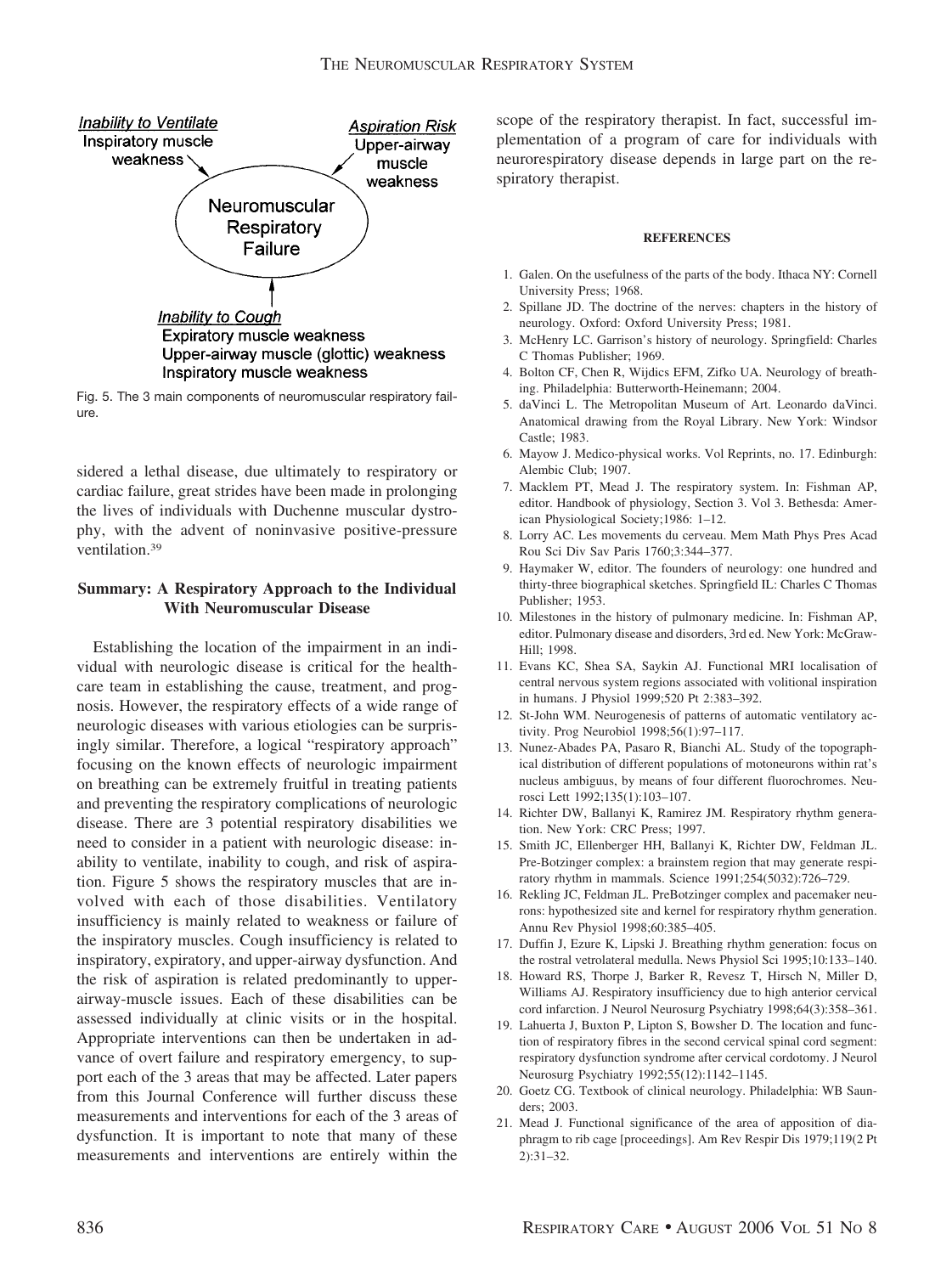Inability to Ventilate
Inspiratory muscle weakness

Aspiration Risk
Upper-airway muscle weakness

Neuromuscular Respiratory Failure

Inability to Cough
Expiratory muscle weakness
Upper-airway muscle (glottic) weakness
Inspiratory muscle weakness

Fig. 5. The 3 main components of neuromuscular respiratory failure.

sidered a lethal disease, due ultimately to respiratory or cardiac failure, great strides have been made in prolonging the lives of individuals with Duchenne muscular dystrophy, with the advent of noninvasive positive-pressure ventilation.[39]

### Summary: A Respiratory Approach to the Individual With Neuromuscular Disease

Establishing the location of the impairment in an individual with neurologic disease is critical for the health-care team in establishing the cause, treatment, and prognosis. However, the respiratory effects of a wide range of neurologic diseases with various etiologies can be surprisingly similar. Therefore, a logical "respiratory approach" focusing on the known effects of neurologic impairment on breathing can be extremely fruitful in treating patients and preventing the respiratory complications of neurologic disease. There are 3 potential respiratory disabilities we need to consider in a patient with neurologic disease: inability to ventilate, inability to cough, and risk of aspiration. Figure 5 shows the respiratory muscles that are involved with each of those disabilities. Ventilatory insufficiency is mainly related to weakness or failure of the inspiratory muscles. Cough insufficiency is related to inspiratory, expiratory, and upper-airway dysfunction. And the risk of aspiration is related predominantly to upper-airway-muscle issues. Each of these disabilities can be assessed individually at clinic visits or in the hospital. Appropriate interventions can then be undertaken in advance of overt failure and respiratory emergency, to support each of the 3 areas that may be affected. Later papers from this Journal Conference will further discuss these measurements and interventions for each of the 3 areas of dysfunction. It is important to note that many of these measurements and interventions are entirely within the scope of the respiratory therapist. In fact, successful implementation of a program of care for individuals with neurorespiratory disease depends in large part on the respiratory therapist.

#### REFERENCES

1. Galen. On the usefulness of the parts of the body. Ithaca NY: Cornell University Press; 1968.
2. Spillane JD. The doctrine of the nerves: chapters in the history of neurology. Oxford: Oxford University Press; 1981.
3. McHenry LC. Garrison's history of neurology. Springfield: Charles C Thomas Publisher; 1969.
4. Bolton CF, Chen R, Wijdicks EFM, Zifko UA. Neurology of breathing. Philadelphia: Butterworth-Heinemann; 2004.
5. daVinci L. The Metropolitan Museum of Art. Leonardo daVinci. Anatomical drawing from the Royal Library. New York: Windsor Castle; 1983.
6. Mayow J. Medico-physical works. Vol Reprints, no. 17. Edinburgh: Alembic Club; 1907.
7. Macklem PT, Mead J. The respiratory system. In: Fishman AP, editor. Handbook of physiology, Section 3. Vol 3. Bethesda: American Physiological Society;1986: 1–12.
8. Lorry AC. Les movements du cerveau. Mem Math Phys Pres Acad Rou Sci Div Sav Paris 1760;3:344–377.
9. Haymaker W, editor. The founders of neurology: one hundred and thirty-three biographical sketches. Springfield IL: Charles C Thomas Publisher; 1953.
10. Milestones in the history of pulmonary medicine. In: Fishman AP, editor. Pulmonary disease and disorders, 3rd ed. New York: McGraw-Hill; 1998.
11. Evans KC, Shea SA, Saykin AJ. Functional MRI localisation of central nervous system regions associated with volitional inspiration in humans. J Physiol 1999;520 Pt 2:383–392.
12. St-John WM. Neurogenesis of patterns of automatic ventilatory activity. Prog Neurobiol 1998;56(1):97–117.
13. Nunez-Abades PA, Pasaro R, Bianchi AL. Study of the topographical distribution of different populations of motoneurons within rat's nucleus ambiguus, by means of four different fluorochromes. Neurosci Lett 1992;135(1):103–107.
14. Richter DW, Ballanyi K, Ramirez JM. Respiratory rhythm generation. New York: CRC Press; 1997.
15. Smith JC, Ellenberger HH, Ballanyi K, Richter DW, Feldman JL. Pre-Botzinger complex: a brainstem region that may generate respiratory rhythm in mammals. Science 1991;254(5032):726–729.
16. Rekling JC, Feldman JL. PreBotzinger complex and pacemaker neurons: hypothesized site and kernel for respiratory rhythm generation. Annu Rev Physiol 1998;60:385–405.
17. Duffin J, Ezure K, Lipski J. Breathing rhythm generation: focus on the rostral vetrolateral medulla. News Physiol Sci 1995;10:133–140.
18. Howard RS, Thorpe J, Barker R, Revesz T, Hirsch N, Miller D, Williams AJ. Respiratory insufficiency due to high anterior cervical cord infarction. J Neurol Neurosurg Psychiatry 1998;64(3):358–361.
19. Lahuerta J, Buxton P, Lipton S, Bowsher D. The location and function of respiratory fibres in the second cervical spinal cord segment: respiratory dysfunction syndrome after cervical cordotomy. J Neurol Neurosurg Psychiatry 1992;55(12):1142–1145.
20. Goetz CG. Textbook of clinical neurology. Philadelphia: WB Saunders; 2003.
21. Mead J. Functional significance of the area of apposition of diaphragm to rib cage [proceedings]. Am Rev Respir Dis 1979;119(2 Pt 2):31–32.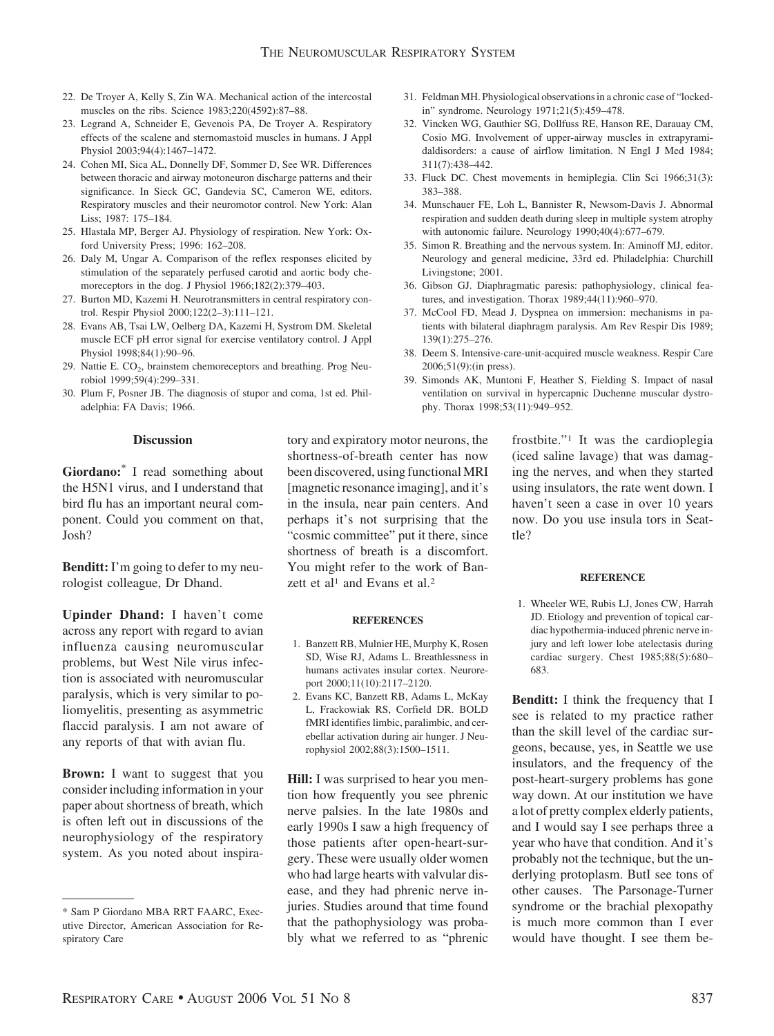22. De Troyer A, Kelly S, Zin WA. Mechanical action of the intercostal muscles on the ribs. Science 1983;220(4592):87–88.
23. Legrand A, Schneider E, Gevenois PA, De Troyer A. Respiratory effects of the scalene and sternomastoid muscles in humans. J Appl Physiol 2003;94(4):1467–1472.
24. Cohen MI, Sica AL, Donnelly DF, Sommer D, See WR. Differences between thoracic and airway motoneuron discharge patterns and their significance. In Sieck GC, Gandevia SC, Cameron WE, editors. Respiratory muscles and their neuromotor control. New York: Alan Liss; 1987: 175–184.
25. Hlastala MP, Berger AJ. Physiology of respiration. New York: Oxford University Press; 1996: 162–208.
26. Daly M, Ungar A. Comparison of the reflex responses elicited by stimulation of the separately perfused carotid and aortic body chemoreceptors in the dog. J Physiol 1966;182(2):379–403.
27. Burton MD, Kazemi H. Neurotransmitters in central respiratory control. Respir Physiol 2000;122(2–3):111–121.
28. Evans AB, Tsai LW, Oelberg DA, Kazemi H, Systrom DM. Skeletal muscle ECF pH error signal for exercise ventilatory control. J Appl Physiol 1998;84(1):90–96.
29. Nattie E. $CO_2$, brainstem chemoreceptors and breathing. Prog Neurobiol 1999;59(4):299–331.
30. Plum F, Posner JB. The diagnosis of stupor and coma, 1st ed. Philadelphia: FA Davis; 1966.
31. Feldman MH. Physiological observations in a chronic case of "locked-in" syndrome. Neurology 1971;21(5):459–478.
32. Vincken WG, Gauthier SG, Dollfuss RE, Hanson RE, Darauay CM, Cosio MG. Involvement of upper-airway muscles in extrapyramidaldisorders: a cause of airflow limitation. N Engl J Med 1984; 311(7):438–442.
33. Fluck DC. Chest movements in hemiplegia. Clin Sci 1966;31(3): 383–388.
34. Munschauer FE, Loh L, Bannister R, Newsom-Davis J. Abnormal respiration and sudden death during sleep in multiple system atrophy with autonomic failure. Neurology 1990;40(4):677–679.
35. Simon R. Breathing and the nervous system. In: Aminoff MJ, editor. Neurology and general medicine, 33rd ed. Philadelphia: Churchill Livingstone; 2001.
36. Gibson GJ. Diaphragmatic paresis: pathophysiology, clinical features, and investigation. Thorax 1989;44(11):960–970.
37. McCool FD, Mead J. Dyspnea on immersion: mechanisms in patients with bilateral diaphragm paralysis. Am Rev Respir Dis 1989; 139(1):275–276.
38. Deem S. Intensive-care-unit-acquired muscle weakness. Respir Care 2006;51(9):(in press).
39. Simonds AK, Muntoni F, Heather S, Fielding S. Impact of nasal ventilation on survival in hypercapnic Duchenne muscular dystrophy. Thorax 1998;53(11):949–952.

## Discussion

**Giordano:**[*] I read something about the H5N1 virus, and I understand that bird flu has an important neural component. Could you comment on that, Josh?

**Benditt:** I'm going to defer to my neurologist colleague, Dr Dhand.

**Upinder Dhand:** I haven't come across any report with regard to avian influenza causing neuromuscular problems, but West Nile virus infection is associated with neuromuscular paralysis, which is very similar to poliomyelitis, presenting as asymmetric flaccid paralysis. I am not aware of any reports of that with avian flu.

**Brown:** I want to suggest that you consider including information in your paper about shortness of breath, which is often left out in discussions of the neurophysiology of the respiratory system. As you noted about inspiratory and expiratory motor neurons, the shortness-of-breath center has now been discovered, using functional MRI [magnetic resonance imaging], and it's in the insula, near pain centers. And perhaps it's not surprising that the "cosmic committee" put it there, since shortness of breath is a discomfort. You might refer to the work of Banzett et al[1] and Evans et al.[2]

#### REFERENCES

1. Banzett RB, Mulnier HE, Murphy K, Rosen SD, Wise RJ, Adams L. Breathlessness in humans activates insular cortex. Neuroreport 2000;11(10):2117–2120.
2. Evans KC, Banzett RB, Adams L, McKay L, Frackowiak RS, Corfield DR. BOLD fMRI identifies limbic, paralimbic, and cerebellar activation during air hunger. J Neurophysiol 2002;88(3):1500–1511.

**Hill:** I was surprised to hear you mention how frequently you see phrenic nerve palsies. In the late 1980s and early 1990s I saw a high frequency of those patients after open-heart-surgery. These were usually older women who had large hearts with valvular disease, and they had phrenic nerve injuries. Studies around that time found that the pathophysiology was probably what we referred to as "phrenic frostbite."[1] It was the cardioplegia (iced saline lavage) that was damaging the nerves, and when they started using insulators, the rate went down. I haven't seen a case in over 10 years now. Do you use insula tors in Seattle?

#### REFERENCE

1. Wheeler WE, Rubis LJ, Jones CW, Harrah JD. Etiology and prevention of topical cardiac hypothermia-induced phrenic nerve injury and left lower lobe atelectasis during cardiac surgery. Chest 1985;88(5):680–683.

**Benditt:** I think the frequency that I see is related to my practice rather than the skill level of the cardiac surgeons, because, yes, in Seattle we use insulators, and the frequency of the post-heart-surgery problems has gone way down. At our institution we have a lot of pretty complex elderly patients, and I would say I see perhaps three a year who have that condition. And it's probably not the technique, but the underlying protoplasm. ButI see tons of other causes. The Parsonage-Turner syndrome or the brachial plexopathy is much more common than I ever would have thought. I see them be-

---

* Sam P Giordano MBA RRT FAARC, Executive Director, American Association for Respiratory Care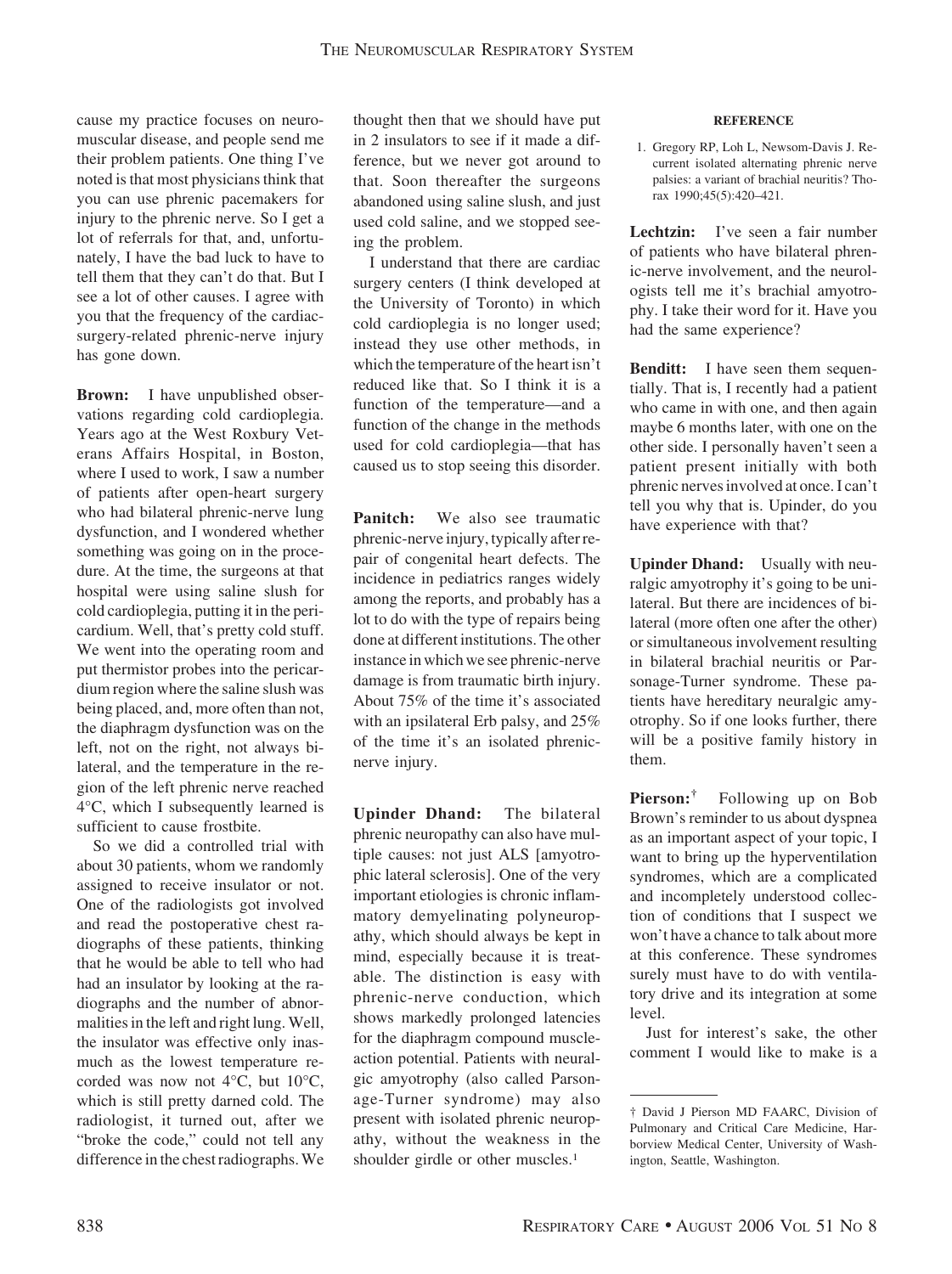cause my practice focuses on neuromuscular disease, and people send me their problem patients. One thing I've noted is that most physicians think that you can use phrenic pacemakers for injury to the phrenic nerve. So I get a lot of referrals for that, and, unfortunately, I have the bad luck to have to tell them that they can't do that. But I see a lot of other causes. I agree with you that the frequency of the cardiac-surgery-related phrenic-nerve injury has gone down.

**Brown:** I have unpublished observations regarding cold cardioplegia. Years ago at the West Roxbury Veterans Affairs Hospital, in Boston, where I used to work, I saw a number of patients after open-heart surgery who had bilateral phrenic-nerve lung dysfunction, and I wondered whether something was going on in the procedure. At the time, the surgeons at that hospital were using saline slush for cold cardioplegia, putting it in the pericardium. Well, that's pretty cold stuff. We went into the operating room and put thermistor probes into the pericardium region where the saline slush was being placed, and, more often than not, the diaphragm dysfunction was on the left, not on the right, not always bilateral, and the temperature in the region of the left phrenic nerve reached 4°C, which I subsequently learned is sufficient to cause frostbite.

So we did a controlled trial with about 30 patients, whom we randomly assigned to receive insulator or not. One of the radiologists got involved and read the postoperative chest radiographs of these patients, thinking that he would be able to tell who had had an insulator by looking at the radiographs and the number of abnormalities in the left and right lung. Well, the insulator was effective only inasmuch as the lowest temperature recorded was now not 4°C, but 10°C, which is still pretty darned cold. The radiologist, it turned out, after we "broke the code," could not tell any difference in the chest radiographs. We thought then that we should have put in 2 insulators to see if it made a difference, but we never got around to that. Soon thereafter the surgeons abandoned using saline slush, and just used cold saline, and we stopped seeing the problem.

I understand that there are cardiac surgery centers (I think developed at the University of Toronto) in which cold cardioplegia is no longer used; instead they use other methods, in which the temperature of the heart isn't reduced like that. So I think it is a function of the temperature—and a function of the change in the methods used for cold cardioplegia—that has caused us to stop seeing this disorder.

**Panitch:** We also see traumatic phrenic-nerve injury, typically after repair of congenital heart defects. The incidence in pediatrics ranges widely among the reports, and probably has a lot to do with the type of repairs being done at different institutions. The other instance in which we see phrenic-nerve damage is from traumatic birth injury. About 75% of the time it's associated with an ipsilateral Erb palsy, and 25% of the time it's an isolated phrenic-nerve injury.

**Upinder Dhand:** The bilateral phrenic neuropathy can also have multiple causes: not just ALS [amyotrophic lateral sclerosis]. One of the very important etiologies is chronic inflammatory demyelinating polyneuropathy, which should always be kept in mind, especially because it is treatable. The distinction is easy with phrenic-nerve conduction, which shows markedly prolonged latencies for the diaphragm compound muscle-action potential. Patients with neuralgic amyotrophy (also called Parsonage-Turner syndrome) may also present with isolated phrenic neuropathy, without the weakness in the shoulder girdle or other muscles.[1]

**REFERENCE**

1. Gregory RP, Loh L, Newsom-Davis J. Recurrent isolated alternating phrenic nerve palsies: a variant of brachial neuritis? Thorax 1990;45(5):420–421.

**Lechtzin:** I've seen a fair number of patients who have bilateral phrenic-nerve involvement, and the neurologists tell me it's brachial amyotrophy. I take their word for it. Have you had the same experience?

**Benditt:** I have seen them sequentially. That is, I recently had a patient who came in with one, and then again maybe 6 months later, with one on the other side. I personally haven't seen a patient present initially with both phrenic nerves involved at once. I can't tell you why that is. Upinder, do you have experience with that?

**Upinder Dhand:** Usually with neuralgic amyotrophy it's going to be unilateral. But there are incidences of bilateral (more often one after the other) or simultaneous involvement resulting in bilateral brachial neuritis or Parsonage-Turner syndrome. These patients have hereditary neuralgic amyotrophy. So if one looks further, there will be a positive family history in them.

**Pierson:**[†] Following up on Bob Brown's reminder to us about dyspnea as an important aspect of your topic, I want to bring up the hyperventilation syndromes, which are a complicated and incompletely understood collection of conditions that I suspect we won't have a chance to talk about more at this conference. These syndromes surely must have to do with ventilatory drive and its integration at some level.

Just for interest's sake, the other comment I would like to make is a

[†] David J Pierson MD FAARC, Division of Pulmonary and Critical Care Medicine, Harborview Medical Center, University of Washington, Seattle, Washington.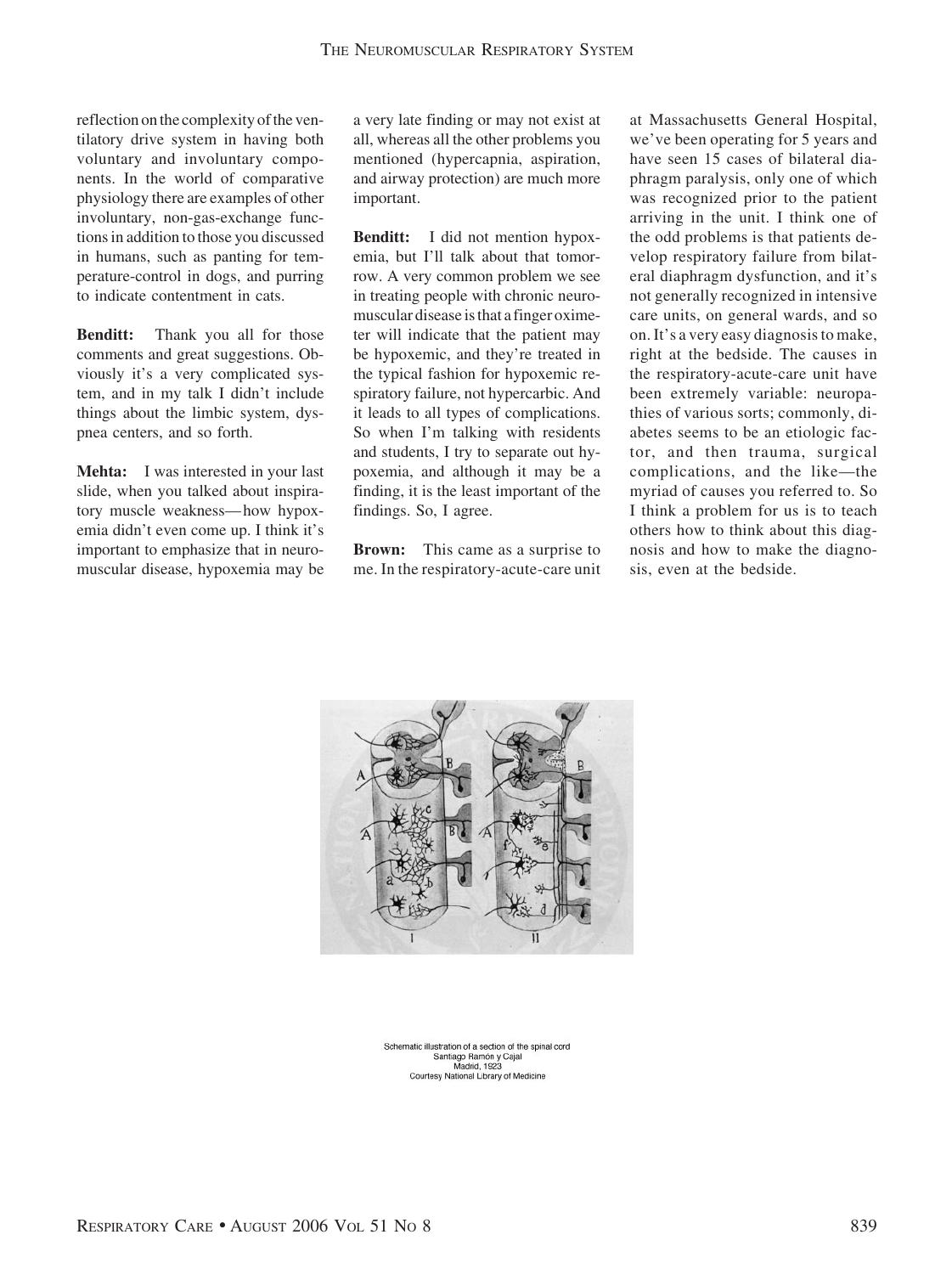reflection on the complexity of the ventilatory drive system in having both voluntary and involuntary components. In the world of comparative physiology there are examples of other involuntary, non-gas-exchange functions in addition to those you discussed in humans, such as panting for temperature-control in dogs, and purring to indicate contentment in cats.

**Benditt:** Thank you all for those comments and great suggestions. Obviously it's a very complicated system, and in my talk I didn't include things about the limbic system, dyspnea centers, and so forth.

**Mehta:** I was interested in your last slide, when you talked about inspiratory muscle weakness—how hypoxemia didn't even come up. I think it's important to emphasize that in neuromuscular disease, hypoxemia may be a very late finding or may not exist at all, whereas all the other problems you mentioned (hypercapnia, aspiration, and airway protection) are much more important.

**Benditt:** I did not mention hypoxemia, but I'll talk about that tomorrow. A very common problem we see in treating people with chronic neuromuscular disease is that a finger oximeter will indicate that the patient may be hypoxemic, and they're treated in the typical fashion for hypoxemic respiratory failure, not hypercarbic. And it leads to all types of complications. So when I'm talking with residents and students, I try to separate out hypoxemia, and although it may be a finding, it is the least important of the findings. So, I agree.

**Brown:** This came as a surprise to me. In the respiratory-acute-care unit at Massachusetts General Hospital, we've been operating for 5 years and have seen 15 cases of bilateral diaphragm paralysis, only one of which was recognized prior to the patient arriving in the unit. I think one of the odd problems is that patients develop respiratory failure from bilateral diaphragm dysfunction, and it's not generally recognized in intensive care units, on general wards, and so on. It's a very easy diagnosis to make, right at the bedside. The causes in the respiratory-acute-care unit have been extremely variable: neuropathies of various sorts; commonly, diabetes seems to be an etiologic factor, and then trauma, surgical complications, and the like—the myriad of causes you referred to. So I think a problem for us is to teach others how to think about this diagnosis and how to make the diagnosis, even at the bedside.

Schematic illustration of a section of the spinal cord
Santiago Ramón y Cajal
Madrid, 1923
Courtesy National Library of Medicine